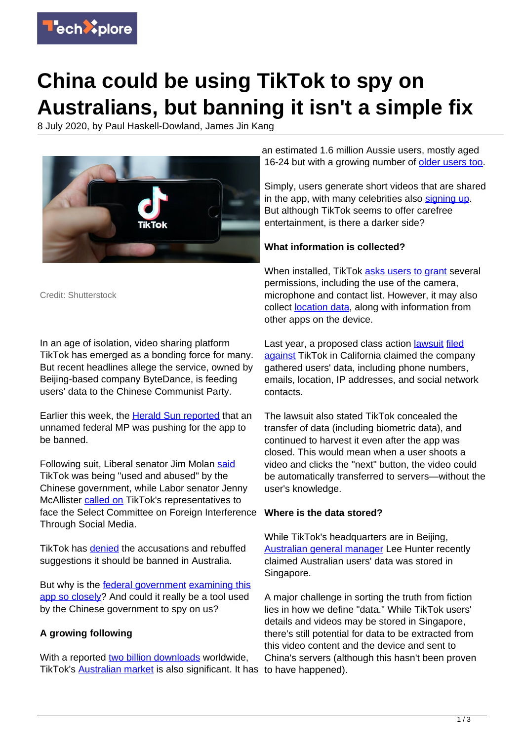# China could be using TikTok to spy on Australians, but banning it isn't a simple fix

8 July 2020, by Paul Haskell-Dowland, James Jin Kang

Credit: Shutterstock

In an age of isolation, video sharing platform TikTok has emerged as a bonding force for many. But recent headlines allege the service, owned by Beijing-based company ByteDance, is feeding users' data to the Chinese Communist Party.

Earlier this week, the Herald Sun reported that an unnamed federal MP was pushing for the app to be banned.

Following suit, Liberal senator Jim Molan said TikTok was being "used and abused" by the Chinese government, while Labor senator Jenny McAllister called on TikTok's representatives to face the Select Committee on Foreign Interference Through Social Media.

TikTok has denied the accusations and rebuffed suggestions it should be banned in Australia.

But why is the federal government examining this app so closely? And could it really be a tool used by the Chinese government to spy on us?

**A growing following**

With a reported two billion downloads worldwide, TikTok's Australian market is also significant. It has an estimated 1.6 million Aussie users, mostly aged 16-24 but with a growing number of older users too.

Simply, users generate short videos that are shared in the app, with many celebrities also signing up. But although TikTok seems to offer carefree entertainment, is there a darker side?

**What information is collected?**

When installed, TikTok asks users to grant several permissions, including the use of the camera, microphone and contact list. However, it may also collect location data, along with information from other apps on the device.

Last year, a proposed class action lawsuit filed against TikTok in California claimed the company gathered users' data, including phone numbers, emails, location, IP addresses, and social network contacts.

The lawsuit also stated TikTok concealed the transfer of data (including biometric data), and continued to harvest it even after the app was closed. This would mean when a user shoots a video and clicks the "next" button, the video could be automatically transferred to servers—without the user's knowledge.

**Where is the data stored?**

While TikTok's headquarters are in Beijing, Australian general manager Lee Hunter recently claimed Australian users' data was stored in Singapore.

A major challenge in sorting the truth from fiction lies in how we define "data." While TikTok users' details and videos may be stored in Singapore, there's still potential for data to be extracted from this video content and the device and sent to China's servers (although this hasn't been proven to have happened).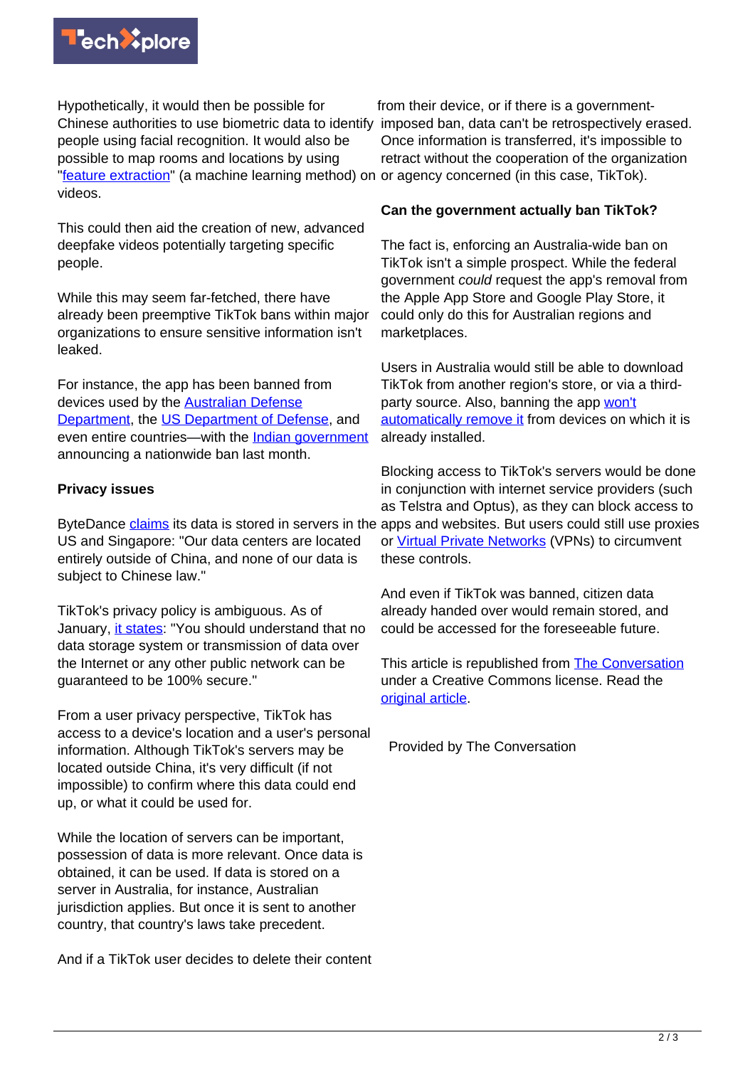Hypothetically, it would then be possible for Chinese authorities to use biometric data to identify people using facial recognition. It would also be possible to map rooms and locations by using "feature extraction" (a machine learning method) on videos.

This could then aid the creation of new, advanced deepfake videos potentially targeting specific people.

While this may seem far-fetched, there have already been preemptive TikTok bans within major organizations to ensure sensitive information isn't leaked.

For instance, the app has been banned from devices used by the Australian Defense Department, the US Department of Defense, and even entire countries—with the Indian government announcing a nationwide ban last month.

**Privacy issues**

ByteDance claims its data is stored in servers in the US and Singapore: "Our data centers are located entirely outside of China, and none of our data is subject to Chinese law."

TikTok's privacy policy is ambiguous. As of January, it states: "You should understand that no data storage system or transmission of data over the Internet or any other public network can be guaranteed to be 100% secure."

From a user privacy perspective, TikTok has access to a device's location and a user's personal information. Although TikTok's servers may be located outside China, it's very difficult (if not impossible) to confirm where this data could end up, or what it could be used for.

While the location of servers can be important, possession of data is more relevant. Once data is obtained, it can be used. If data is stored on a server in Australia, for instance, Australian jurisdiction applies. But once it is sent to another country, that country's laws take precedent.

And if a TikTok user decides to delete their content from their device, or if there is a government-imposed ban, data can't be retrospectively erased. Once information is transferred, it's impossible to retract without the cooperation of the organization or agency concerned (in this case, TikTok).

**Can the government actually ban TikTok?**

The fact is, enforcing an Australia-wide ban on TikTok isn't a simple prospect. While the federal government *could* request the app's removal from the Apple App Store and Google Play Store, it could only do this for Australian regions and marketplaces.

Users in Australia would still be able to download TikTok from another region's store, or via a third-party source. Also, banning the app won't automatically remove it from devices on which it is already installed.

Blocking access to TikTok's servers would be done in conjunction with internet service providers (such as Telstra and Optus), as they can block access to apps and websites. But users could still use proxies or Virtual Private Networks (VPNs) to circumvent these controls.

And even if TikTok was banned, citizen data already handed over would remain stored, and could be accessed for the foreseeable future.

This article is republished from The Conversation under a Creative Commons license. Read the original article.

Provided by The Conversation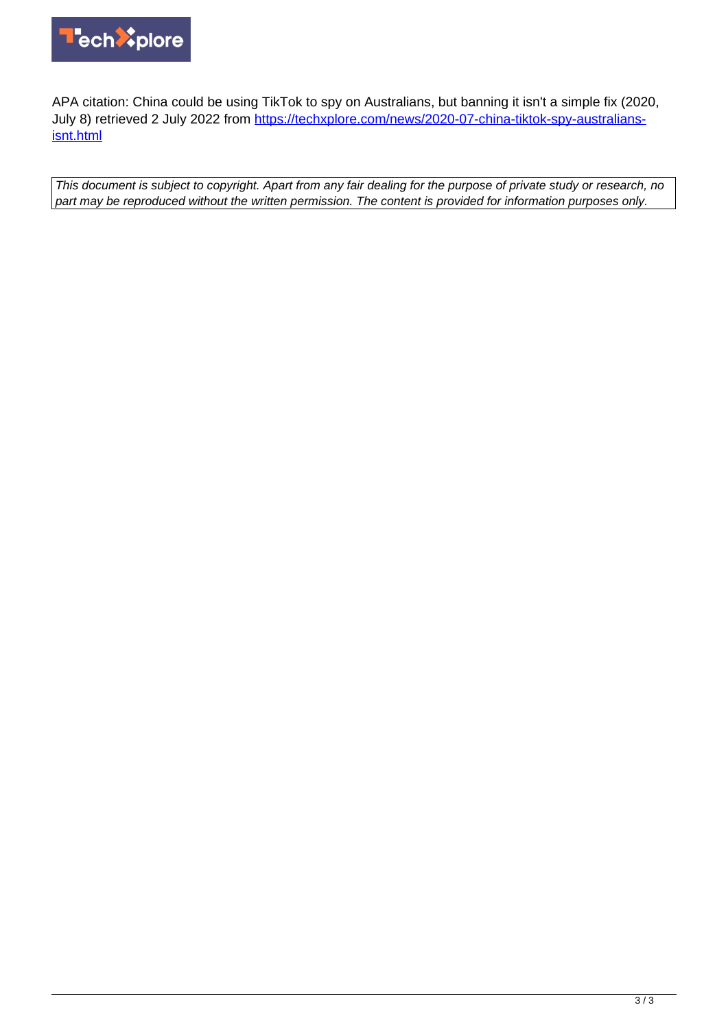APA citation: China could be using TikTok to spy on Australians, but banning it isn't a simple fix (2020, July 8) retrieved 2 July 2022 from [https://techxplore.com/news/2020-07-china-tiktok-spy-australians-isnt.html](https://techxplore.com/news/2020-07-china-tiktok-spy-australians-isnt.html)

*This document is subject to copyright. Apart from any fair dealing for the purpose of private study or research, no part may be reproduced without the written permission. The content is provided for information purposes only.*